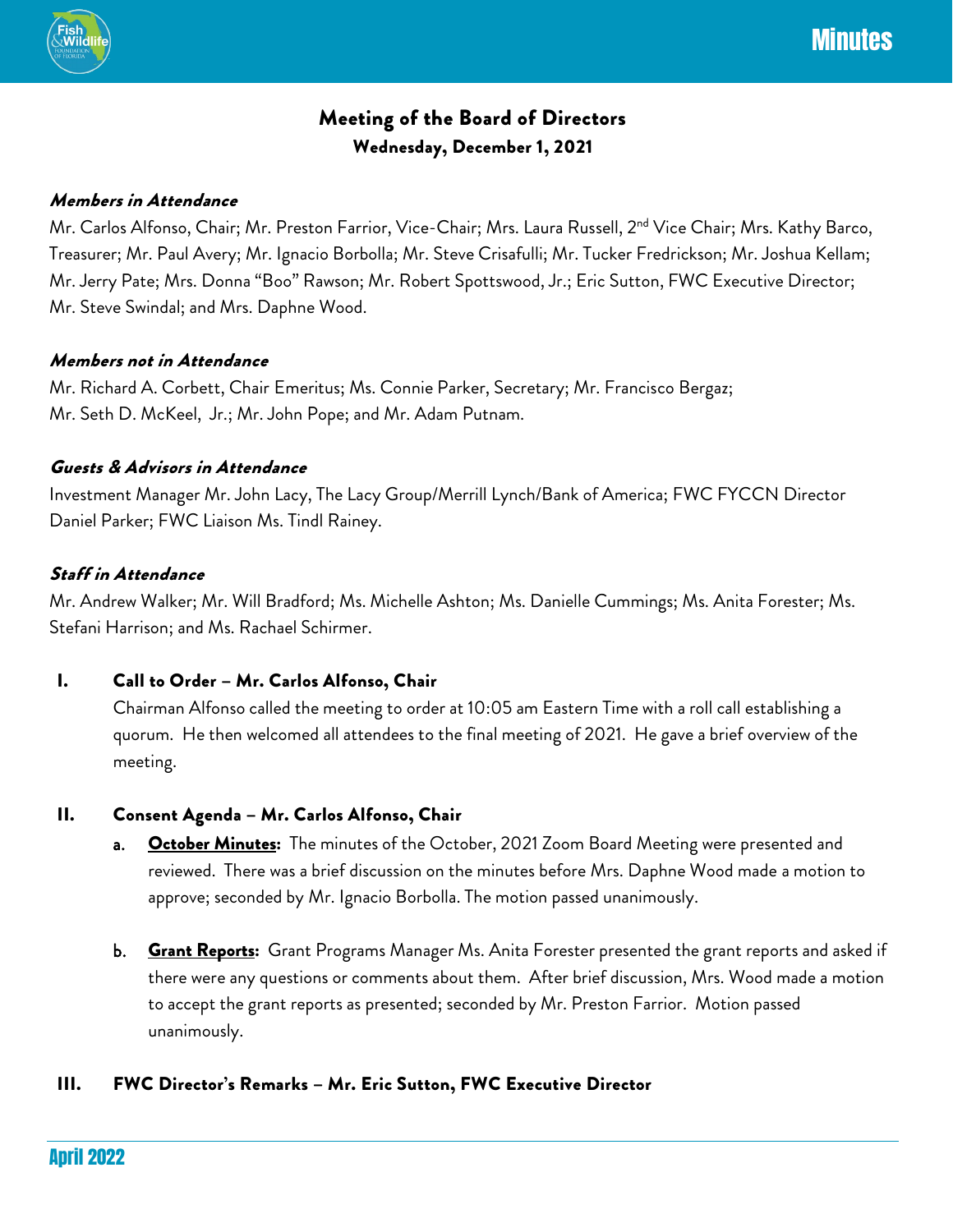# Meeting of the Board of Directors

**Wednesday, December 1, 2021**

***Members in Attendance***

Mr. Carlos Alfonso, Chair; Mr. Preston Farrior, Vice-Chair; Mrs. Laura Russell, 2nd Vice Chair; Mrs. Kathy Barco, Treasurer; Mr. Paul Avery; Mr. Ignacio Borbolla; Mr. Steve Crisafulli; Mr. Tucker Fredrickson; Mr. Joshua Kellam; Mr. Jerry Pate; Mrs. Donna "Boo" Rawson; Mr. Robert Spottswood, Jr.; Eric Sutton, FWC Executive Director; Mr. Steve Swindal; and Mrs. Daphne Wood.

***Members not in Attendance***

Mr. Richard A. Corbett, Chair Emeritus; Ms. Connie Parker, Secretary; Mr. Francisco Bergaz; Mr. Seth D. McKeel, Jr.; Mr. John Pope; and Mr. Adam Putnam.

***Guests & Advisors in Attendance***

Investment Manager Mr. John Lacy, The Lacy Group/Merrill Lynch/Bank of America; FWC FYCCN Director Daniel Parker; FWC Liaison Ms. Tindl Rainey.

***Staff in Attendance***

Mr. Andrew Walker; Mr. Will Bradford; Ms. Michelle Ashton; Ms. Danielle Cummings; Ms. Anita Forester; Ms. Stefani Harrison; and Ms. Rachael Schirmer.

**I. Call to Order – Mr. Carlos Alfonso, Chair**

Chairman Alfonso called the meeting to order at 10:05 am Eastern Time with a roll call establishing a quorum. He then welcomed all attendees to the final meeting of 2021. He gave a brief overview of the meeting.

**II. Consent Agenda – Mr. Carlos Alfonso, Chair**

a. **October Minutes:** The minutes of the October, 2021 Zoom Board Meeting were presented and reviewed. There was a brief discussion on the minutes before Mrs. Daphne Wood made a motion to approve; seconded by Mr. Ignacio Borbolla. The motion passed unanimously.

b. **Grant Reports:** Grant Programs Manager Ms. Anita Forester presented the grant reports and asked if there were any questions or comments about them. After brief discussion, Mrs. Wood made a motion to accept the grant reports as presented; seconded by Mr. Preston Farrior. Motion passed unanimously.

**III. FWC Director's Remarks – Mr. Eric Sutton, FWC Executive Director**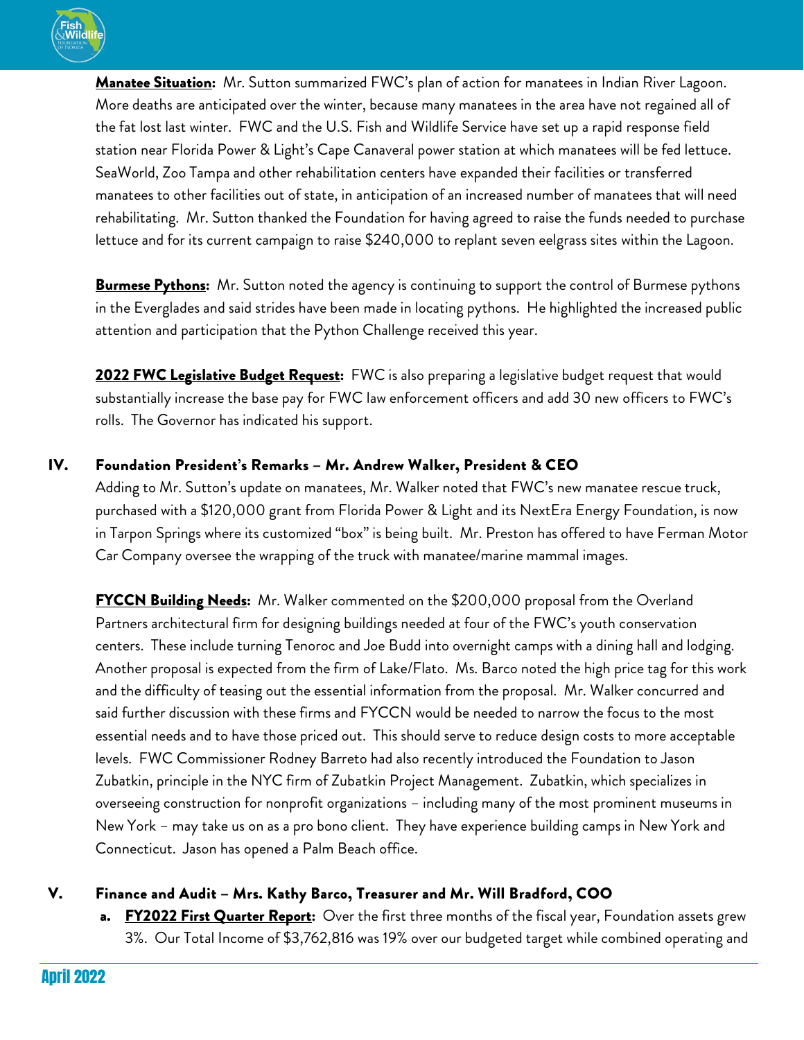**Manatee Situation:** Mr. Sutton summarized FWC's plan of action for manatees in Indian River Lagoon. More deaths are anticipated over the winter, because many manatees in the area have not regained all of the fat lost last winter. FWC and the U.S. Fish and Wildlife Service have set up a rapid response field station near Florida Power & Light's Cape Canaveral power station at which manatees will be fed lettuce. SeaWorld, Zoo Tampa and other rehabilitation centers have expanded their facilities or transferred manatees to other facilities out of state, in anticipation of an increased number of manatees that will need rehabilitating. Mr. Sutton thanked the Foundation for having agreed to raise the funds needed to purchase lettuce and for its current campaign to raise $240,000 to replant seven eelgrass sites within the Lagoon.

**Burmese Pythons:** Mr. Sutton noted the agency is continuing to support the control of Burmese pythons in the Everglades and said strides have been made in locating pythons. He highlighted the increased public attention and participation that the Python Challenge received this year.

**2022 FWC Legislative Budget Request:** FWC is also preparing a legislative budget request that would substantially increase the base pay for FWC law enforcement officers and add 30 new officers to FWC's rolls. The Governor has indicated his support.

## IV. Foundation President's Remarks – Mr. Andrew Walker, President & CEO

Adding to Mr. Sutton's update on manatees, Mr. Walker noted that FWC's new manatee rescue truck, purchased with a $120,000 grant from Florida Power & Light and its NextEra Energy Foundation, is now in Tarpon Springs where its customized "box" is being built. Mr. Preston has offered to have Ferman Motor Car Company oversee the wrapping of the truck with manatee/marine mammal images.

**FYCCN Building Needs:** Mr. Walker commented on the $200,000 proposal from the Overland Partners architectural firm for designing buildings needed at four of the FWC's youth conservation centers. These include turning Tenoroc and Joe Budd into overnight camps with a dining hall and lodging. Another proposal is expected from the firm of Lake/Flato. Ms. Barco noted the high price tag for this work and the difficulty of teasing out the essential information from the proposal. Mr. Walker concurred and said further discussion with these firms and FYCCN would be needed to narrow the focus to the most essential needs and to have those priced out. This should serve to reduce design costs to more acceptable levels. FWC Commissioner Rodney Barreto had also recently introduced the Foundation to Jason Zubatkin, principle in the NYC firm of Zubatkin Project Management. Zubatkin, which specializes in overseeing construction for nonprofit organizations – including many of the most prominent museums in New York – may take us on as a pro bono client. They have experience building camps in New York and Connecticut. Jason has opened a Palm Beach office.

## V. Finance and Audit – Mrs. Kathy Barco, Treasurer and Mr. Will Bradford, COO

a. **FY2022 First Quarter Report:** Over the first three months of the fiscal year, Foundation assets grew 3%. Our Total Income of $3,762,816 was 19% over our budgeted target while combined operating and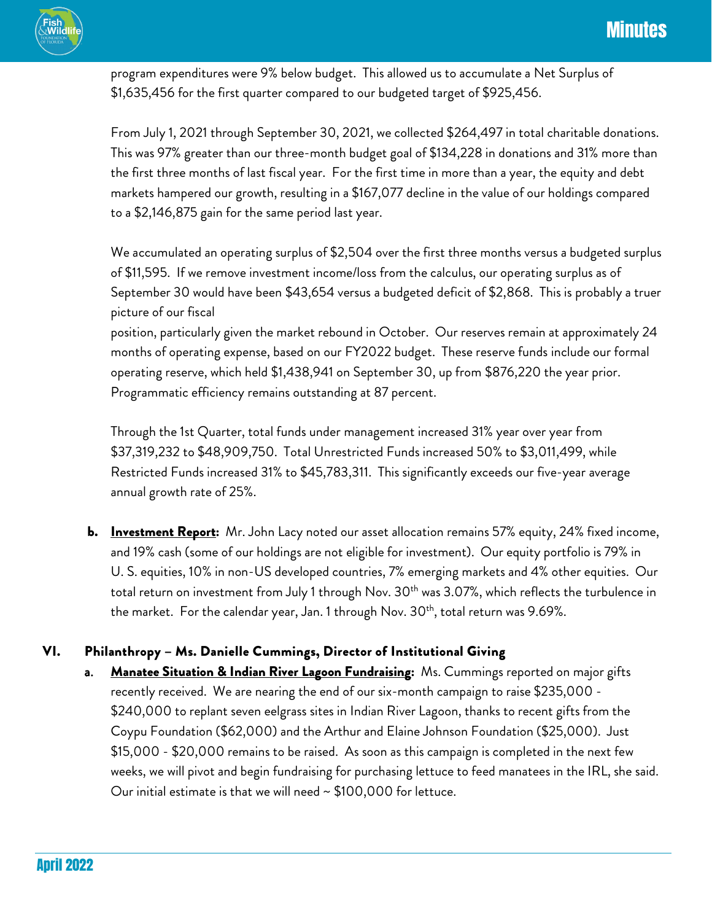program expenditures were 9% below budget. This allowed us to accumulate a Net Surplus of $1,635,456 for the first quarter compared to our budgeted target of $925,456.

From July 1, 2021 through September 30, 2021, we collected $264,497 in total charitable donations. This was 97% greater than our three-month budget goal of $134,228 in donations and 31% more than the first three months of last fiscal year. For the first time in more than a year, the equity and debt markets hampered our growth, resulting in a $167,077 decline in the value of our holdings compared to a $2,146,875 gain for the same period last year.

We accumulated an operating surplus of $2,504 over the first three months versus a budgeted surplus of $11,595. If we remove investment income/loss from the calculus, our operating surplus as of September 30 would have been $43,654 versus a budgeted deficit of $2,868. This is probably a truer picture of our fiscal position, particularly given the market rebound in October. Our reserves remain at approximately 24 months of operating expense, based on our FY2022 budget. These reserve funds include our formal operating reserve, which held $1,438,941 on September 30, up from $876,220 the year prior. Programmatic efficiency remains outstanding at 87 percent.

Through the 1st Quarter, total funds under management increased 31% year over year from $37,319,232 to $48,909,750. Total Unrestricted Funds increased 50% to $3,011,499, while Restricted Funds increased 31% to $45,783,311. This significantly exceeds our five-year average annual growth rate of 25%.

**b. Investment Report:** Mr. John Lacy noted our asset allocation remains 57% equity, 24% fixed income, and 19% cash (some of our holdings are not eligible for investment). Our equity portfolio is 79% in U. S. equities, 10% in non-US developed countries, 7% emerging markets and 4% other equities. Our total return on investment from July 1 through Nov. 30th was 3.07%, which reflects the turbulence in the market. For the calendar year, Jan. 1 through Nov. 30th, total return was 9.69%.

## VI. Philanthropy – Ms. Danielle Cummings, Director of Institutional Giving

**a. Manatee Situation & Indian River Lagoon Fundraising:** Ms. Cummings reported on major gifts recently received. We are nearing the end of our six-month campaign to raise $235,000 - $240,000 to replant seven eelgrass sites in Indian River Lagoon, thanks to recent gifts from the Coypu Foundation ($62,000) and the Arthur and Elaine Johnson Foundation ($25,000). Just $15,000 - $20,000 remains to be raised. As soon as this campaign is completed in the next few weeks, we will pivot and begin fundraising for purchasing lettuce to feed manatees in the IRL, she said. Our initial estimate is that we will need ~ $100,000 for lettuce.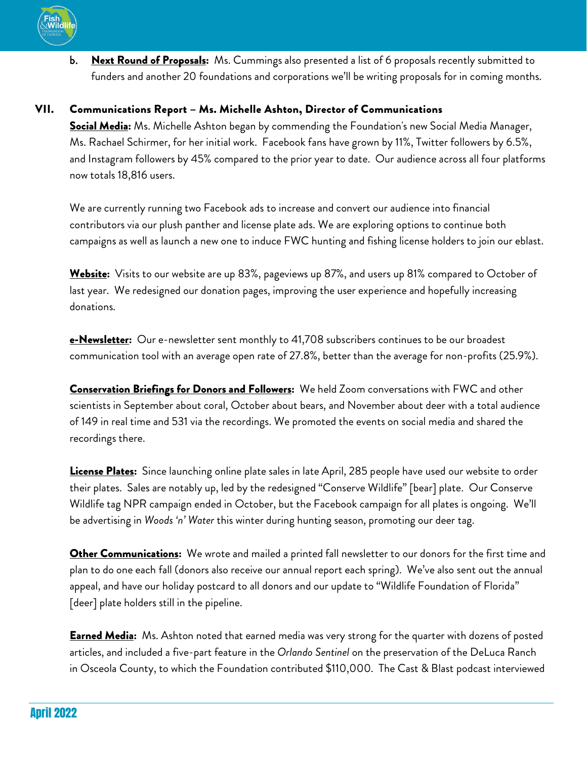b. **Next Round of Proposals:** Ms. Cummings also presented a list of 6 proposals recently submitted to funders and another 20 foundations and corporations we'll be writing proposals for in coming months.

## VII. Communications Report – Ms. Michelle Ashton, Director of Communications

**Social Media:** Ms. Michelle Ashton began by commending the Foundation's new Social Media Manager, Ms. Rachael Schirmer, for her initial work. Facebook fans have grown by 11%, Twitter followers by 6.5%, and Instagram followers by 45% compared to the prior year to date. Our audience across all four platforms now totals 18,816 users.

We are currently running two Facebook ads to increase and convert our audience into financial contributors via our plush panther and license plate ads. We are exploring options to continue both campaigns as well as launch a new one to induce FWC hunting and fishing license holders to join our eblast.

**Website:** Visits to our website are up 83%, pageviews up 87%, and users up 81% compared to October of last year. We redesigned our donation pages, improving the user experience and hopefully increasing donations.

**e-Newsletter:** Our e-newsletter sent monthly to 41,708 subscribers continues to be our broadest communication tool with an average open rate of 27.8%, better than the average for non-profits (25.9%).

**Conservation Briefings for Donors and Followers:** We held Zoom conversations with FWC and other scientists in September about coral, October about bears, and November about deer with a total audience of 149 in real time and 531 via the recordings. We promoted the events on social media and shared the recordings there.

**License Plates:** Since launching online plate sales in late April, 285 people have used our website to order their plates. Sales are notably up, led by the redesigned "Conserve Wildlife" [bear] plate. Our Conserve Wildlife tag NPR campaign ended in October, but the Facebook campaign for all plates is ongoing. We'll be advertising in *Woods 'n' Water* this winter during hunting season, promoting our deer tag.

**Other Communications:** We wrote and mailed a printed fall newsletter to our donors for the first time and plan to do one each fall (donors also receive our annual report each spring). We've also sent out the annual appeal, and have our holiday postcard to all donors and our update to "Wildlife Foundation of Florida" [deer] plate holders still in the pipeline.

**Earned Media:** Ms. Ashton noted that earned media was very strong for the quarter with dozens of posted articles, and included a five-part feature in the *Orlando Sentinel* on the preservation of the DeLuca Ranch in Osceola County, to which the Foundation contributed $110,000. The Cast & Blast podcast interviewed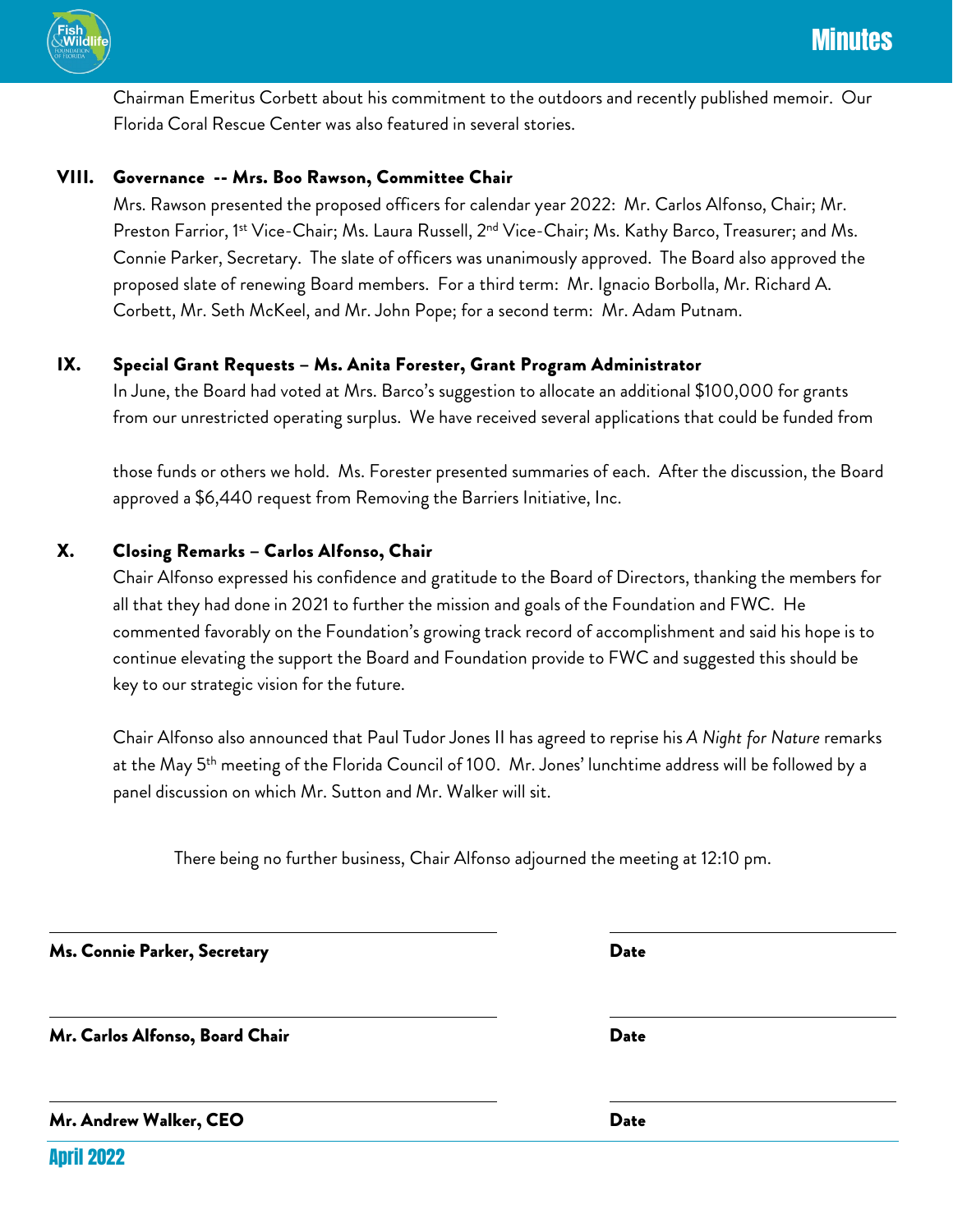Chairman Emeritus Corbett about his commitment to the outdoors and recently published memoir. Our Florida Coral Rescue Center was also featured in several stories.

**VIII. Governance -- Mrs. Boo Rawson, Committee Chair**

Mrs. Rawson presented the proposed officers for calendar year 2022: Mr. Carlos Alfonso, Chair; Mr. Preston Farrior, 1st Vice-Chair; Ms. Laura Russell, 2nd Vice-Chair; Ms. Kathy Barco, Treasurer; and Ms. Connie Parker, Secretary. The slate of officers was unanimously approved. The Board also approved the proposed slate of renewing Board members. For a third term: Mr. Ignacio Borbolla, Mr. Richard A. Corbett, Mr. Seth McKeel, and Mr. John Pope; for a second term: Mr. Adam Putnam.

**IX. Special Grant Requests – Ms. Anita Forester, Grant Program Administrator**

In June, the Board had voted at Mrs. Barco's suggestion to allocate an additional $100,000 for grants from our unrestricted operating surplus. We have received several applications that could be funded from those funds or others we hold. Ms. Forester presented summaries of each. After the discussion, the Board approved a $6,440 request from Removing the Barriers Initiative, Inc.

**X. Closing Remarks – Carlos Alfonso, Chair**

Chair Alfonso expressed his confidence and gratitude to the Board of Directors, thanking the members for all that they had done in 2021 to further the mission and goals of the Foundation and FWC. He commented favorably on the Foundation's growing track record of accomplishment and said his hope is to continue elevating the support the Board and Foundation provide to FWC and suggested this should be key to our strategic vision for the future.

Chair Alfonso also announced that Paul Tudor Jones II has agreed to reprise his *A Night for Nature* remarks at the May 5th meeting of the Florida Council of 100. Mr. Jones' lunchtime address will be followed by a panel discussion on which Mr. Sutton and Mr. Walker will sit.

There being no further business, Chair Alfonso adjourned the meeting at 12:10 pm.

| | |
|---|---|
| **Ms. Connie Parker, Secretary** | **Date** |
| **Mr. Carlos Alfonso, Board Chair** | **Date** |
| **Mr. Andrew Walker, CEO** | **Date** |